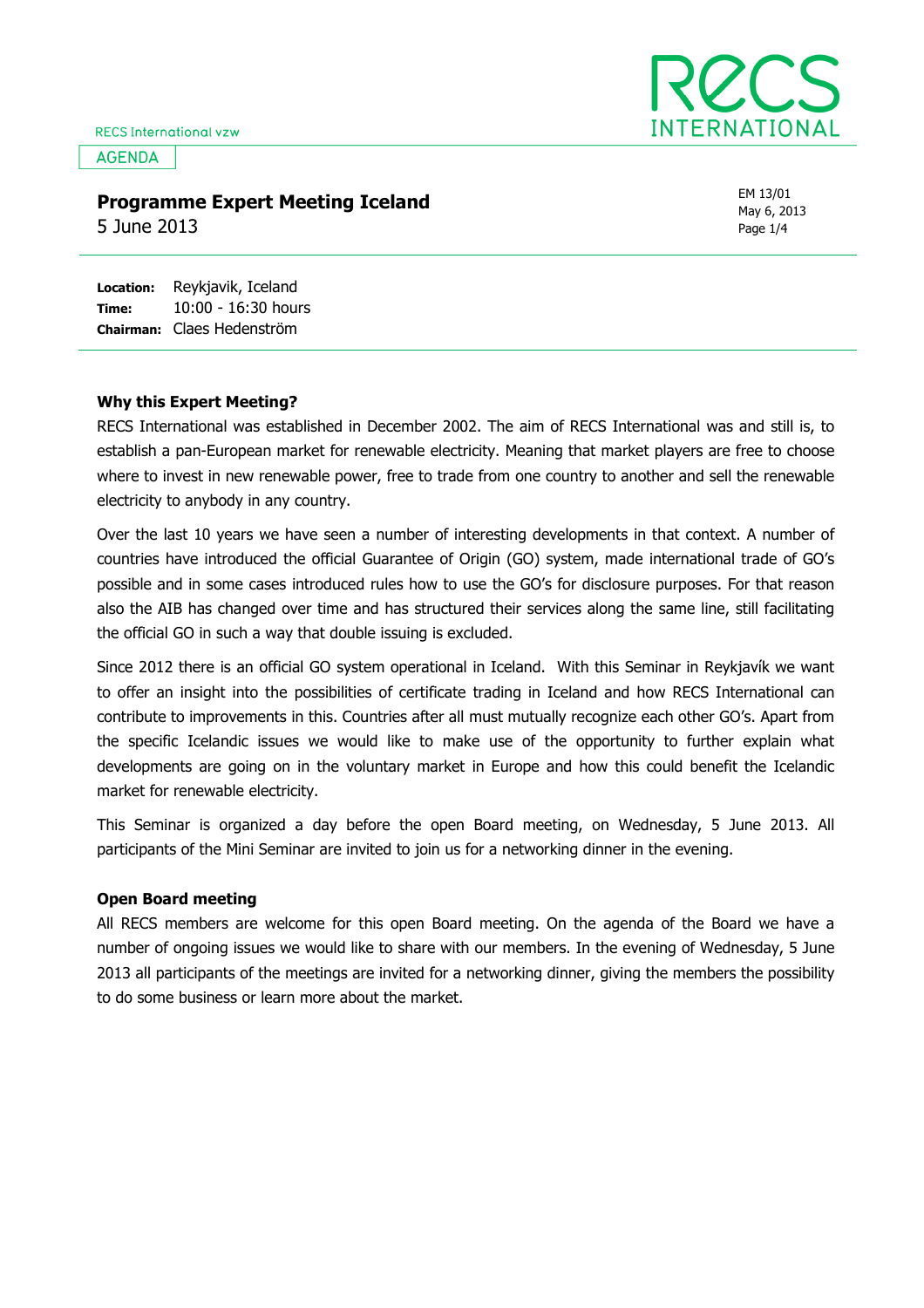RECS International vzw

AGENDA

# Programme Expert Meeting Iceland

5 June 2013

EM 13/01
May 6, 2013

**Location:** Reykjavik, Iceland
**Time:** 10:00 - 16:30 hours
**Chairman:** Claes Hedenström

## Why this Expert Meeting?

RECS International was established in December 2002. The aim of RECS International was and still is, to establish a pan-European market for renewable electricity. Meaning that market players are free to choose where to invest in new renewable power, free to trade from one country to another and sell the renewable electricity to anybody in any country.

Over the last 10 years we have seen a number of interesting developments in that context. A number of countries have introduced the official Guarantee of Origin (GO) system, made international trade of GO's possible and in some cases introduced rules how to use the GO's for disclosure purposes. For that reason also the AIB has changed over time and has structured their services along the same line, still facilitating the official GO in such a way that double issuing is excluded.

Since 2012 there is an official GO system operational in Iceland. With this Seminar in Reykjavík we want to offer an insight into the possibilities of certificate trading in Iceland and how RECS International can contribute to improvements in this. Countries after all must mutually recognize each other GO's. Apart from the specific Icelandic issues we would like to make use of the opportunity to further explain what developments are going on in the voluntary market in Europe and how this could benefit the Icelandic market for renewable electricity.

This Seminar is organized a day before the open Board meeting, on Wednesday, 5 June 2013. All participants of the Mini Seminar are invited to join us for a networking dinner in the evening.

## Open Board meeting

All RECS members are welcome for this open Board meeting. On the agenda of the Board we have a number of ongoing issues we would like to share with our members. In the evening of Wednesday, 5 June 2013 all participants of the meetings are invited for a networking dinner, giving the members the possibility to do some business or learn more about the market.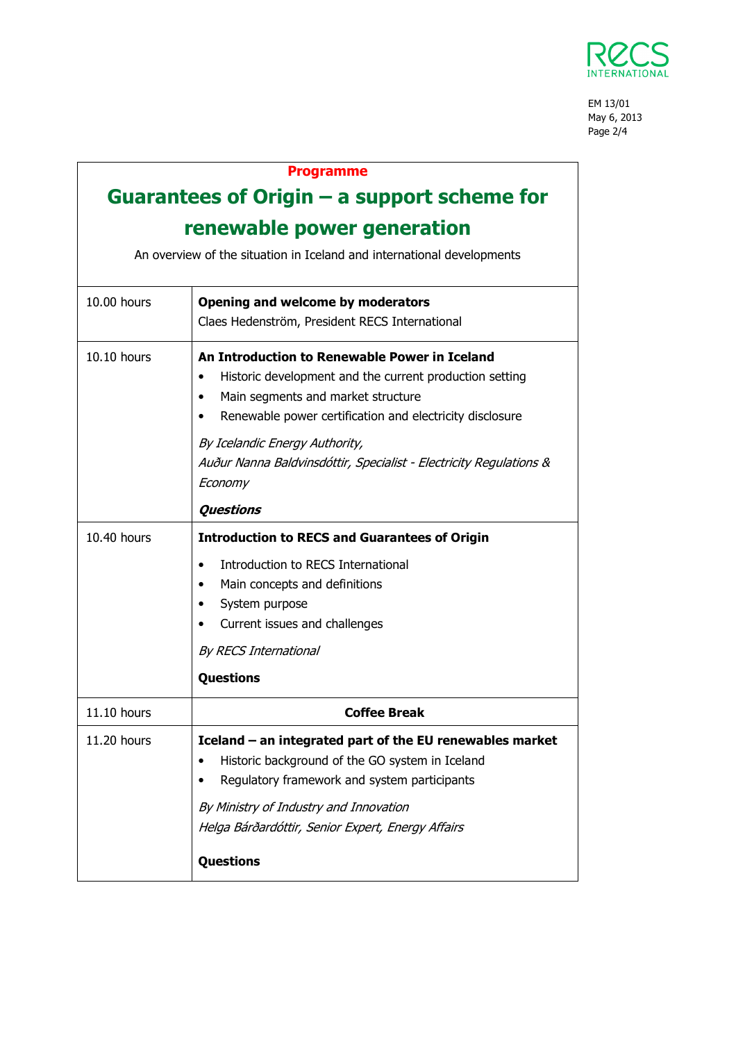**Programme**

# Guarantees of Origin – a support scheme for renewable power generation

An overview of the situation in Iceland and international developments

| | |
|---|---|
| 10.00 hours | **Opening and welcome by moderators**<br>Claes Hedenström, President RECS International |
| 10.10 hours | **An Introduction to Renewable Power in Iceland**<br>• Historic development and the current production setting<br>• Main segments and market structure<br>• Renewable power certification and electricity disclosure<br>*By Icelandic Energy Authority,*<br>*Auður Nanna Baldvinsdóttir, Specialist - Electricity Regulations & Economy*<br>***Questions*** |
| 10.40 hours | **Introduction to RECS and Guarantees of Origin**<br>• Introduction to RECS International<br>• Main concepts and definitions<br>• System purpose<br>• Current issues and challenges<br>*By RECS International*<br>**Questions** |
| 11.10 hours | **Coffee Break** |
| 11.20 hours | **Iceland – an integrated part of the EU renewables market**<br>• Historic background of the GO system in Iceland<br>• Regulatory framework and system participants<br>*By Ministry of Industry and Innovation*<br>*Helga Bárðardóttir, Senior Expert, Energy Affairs*<br>**Questions** |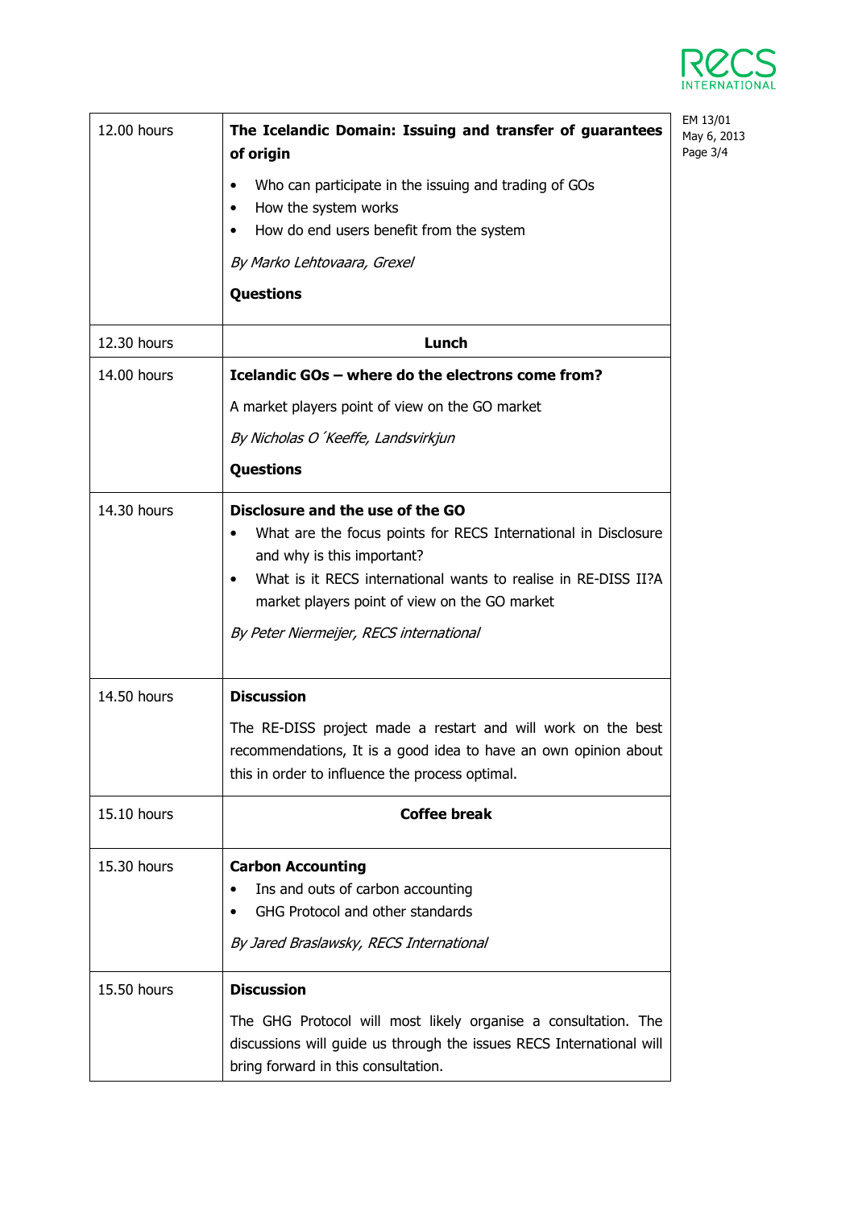| | |
|---|---|
| 12.00 hours | **The Icelandic Domain: Issuing and transfer of guarantees of origin**<br>• Who can participate in the issuing and trading of GOs<br>• How the system works<br>• How do end users benefit from the system<br>*By Marko Lehtovaara, Grexel*<br>**Questions** |
| 12.30 hours | **Lunch** |
| 14.00 hours | **Icelandic GOs – where do the electrons come from?**<br>A market players point of view on the GO market<br>*By Nicholas O´Keeffe, Landsvirkjun*<br>**Questions** |
| 14.30 hours | **Disclosure and the use of the GO**<br>• What are the focus points for RECS International in Disclosure and why is this important?<br>• What is it RECS international wants to realise in RE-DISS II?A market players point of view on the GO market<br>*By Peter Niermeijer, RECS international* |
| 14.50 hours | **Discussion**<br>The RE-DISS project made a restart and will work on the best recommendations, It is a good idea to have an own opinion about this in order to influence the process optimal. |
| 15.10 hours | **Coffee break** |
| 15.30 hours | **Carbon Accounting**<br>• Ins and outs of carbon accounting<br>• GHG Protocol and other standards<br>*By Jared Braslawsky, RECS International* |
| 15.50 hours | **Discussion**<br>The GHG Protocol will most likely organise a consultation. The discussions will guide us through the issues RECS International will bring forward in this consultation. |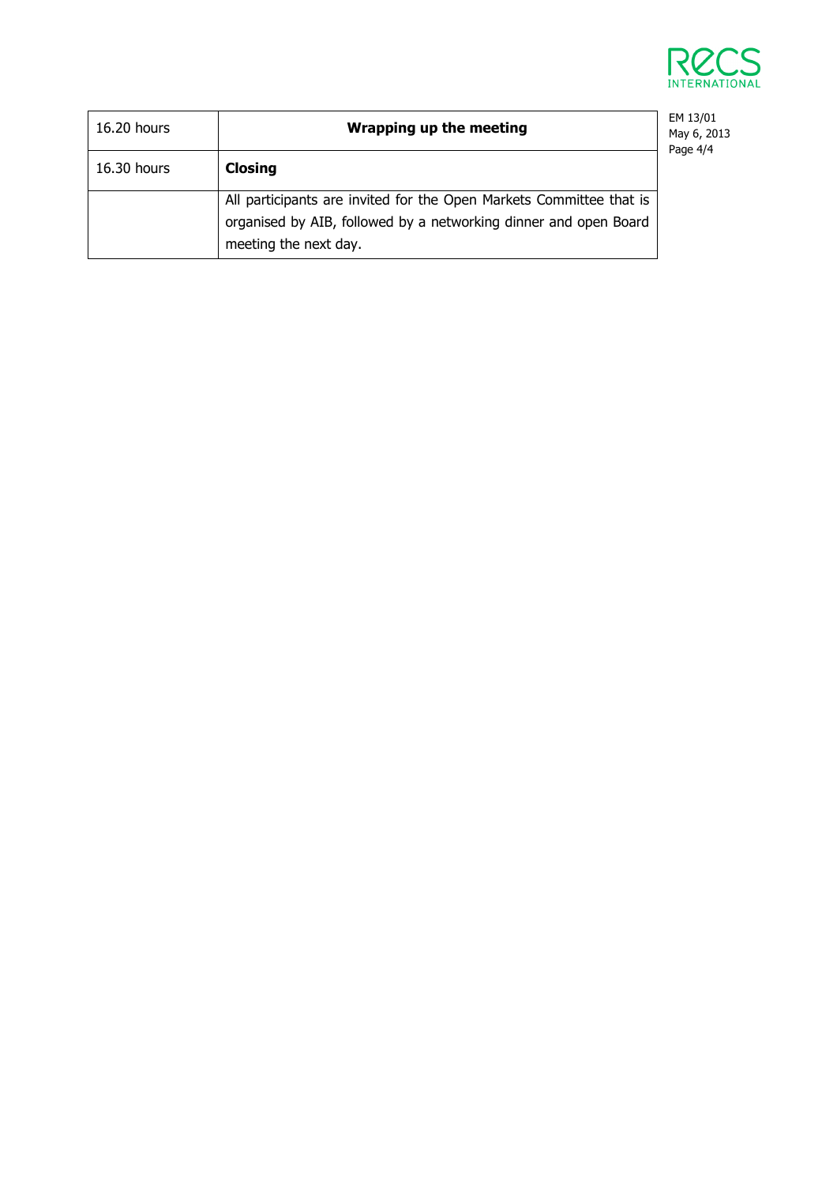| | |
|---|---|
| 16.20 hours | **Wrapping up the meeting** |
| 16.30 hours | **Closing** |
| | All participants are invited for the Open Markets Committee that is organised by AIB, followed by a networking dinner and open Board meeting the next day. |